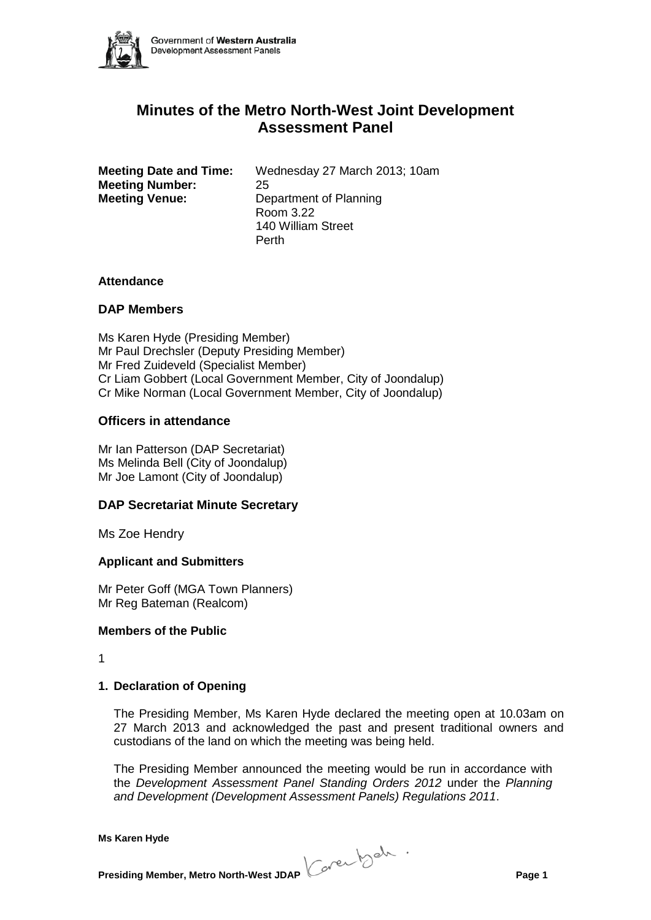# Minutes of the Metro North-West Joint Development Assessment Panel

**Meeting Date and Time:** Wednesday 27 March 2013; 10am
**Meeting Number:** 25
**Meeting Venue:** Department of Planning
Room 3.22
140 William Street
Perth

### Attendance

## DAP Members

Ms Karen Hyde (Presiding Member)
Mr Paul Drechsler (Deputy Presiding Member)
Mr Fred Zuideveld (Specialist Member)
Cr Liam Gobbert (Local Government Member, City of Joondalup)
Cr Mike Norman (Local Government Member, City of Joondalup)

## Officers in attendance

Mr Ian Patterson (DAP Secretariat)
Ms Melinda Bell (City of Joondalup)
Mr Joe Lamont (City of Joondalup)

## DAP Secretariat Minute Secretary

Ms Zoe Hendry

### Applicant and Submitters

Mr Peter Goff (MGA Town Planners)
Mr Reg Bateman (Realcom)

### Members of the Public

1

### 1. Declaration of Opening

The Presiding Member, Ms Karen Hyde declared the meeting open at 10.03am on 27 March 2013 and acknowledged the past and present traditional owners and custodians of the land on which the meeting was being held.

The Presiding Member announced the meeting would be run in accordance with the *Development Assessment Panel Standing Orders 2012* under the *Planning and Development (Development Assessment Panels) Regulations 2011*.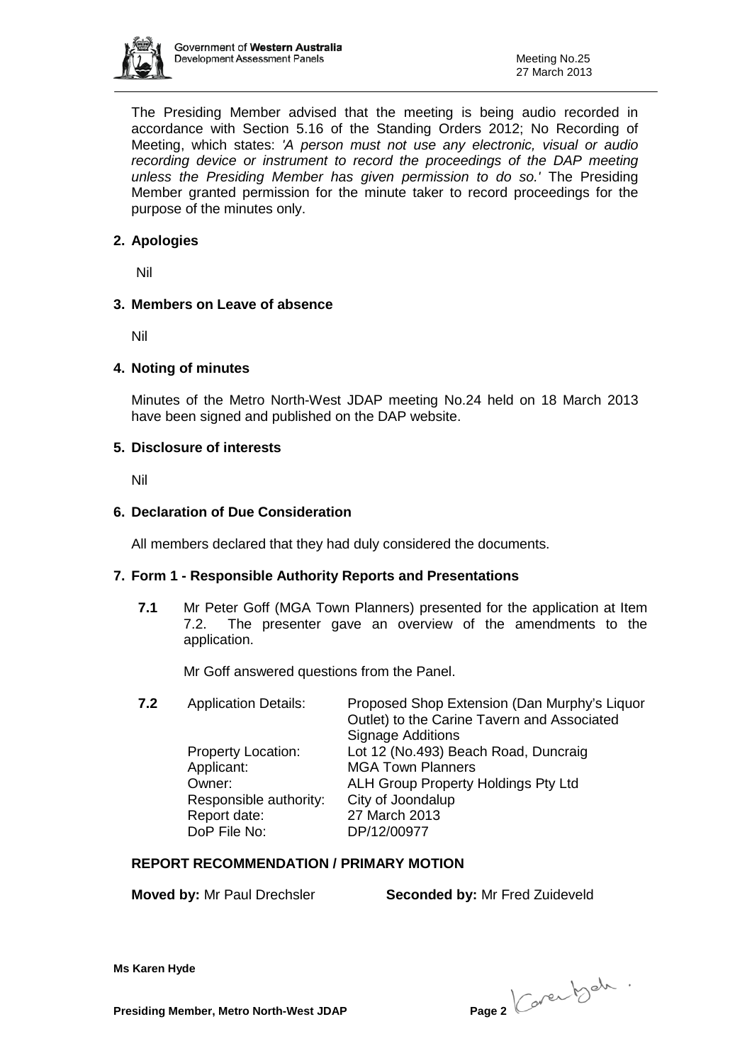The Presiding Member advised that the meeting is being audio recorded in accordance with Section 5.16 of the Standing Orders 2012; No Recording of Meeting, which states: *'A person must not use any electronic, visual or audio recording device or instrument to record the proceedings of the DAP meeting unless the Presiding Member has given permission to do so.'* The Presiding Member granted permission for the minute taker to record proceedings for the purpose of the minutes only.

## 2. Apologies

Nil

## 3. Members on Leave of absence

Nil

## 4. Noting of minutes

Minutes of the Metro North-West JDAP meeting No.24 held on 18 March 2013 have been signed and published on the DAP website.

## 5. Disclosure of interests

Nil

## 6. Declaration of Due Consideration

All members declared that they had duly considered the documents.

## 7. Form 1 - Responsible Authority Reports and Presentations

**7.1** Mr Peter Goff (MGA Town Planners) presented for the application at Item 7.2. The presenter gave an overview of the amendments to the application.

Mr Goff answered questions from the Panel.

**7.2**

| | |
|---|---|
| Application Details: | Proposed Shop Extension (Dan Murphy's Liquor Outlet) to the Carine Tavern and Associated Signage Additions |
| Property Location: | Lot 12 (No.493) Beach Road, Duncraig |
| Applicant: | MGA Town Planners |
| Owner: | ALH Group Property Holdings Pty Ltd |
| Responsible authority: | City of Joondalup |
| Report date: | 27 March 2013 |
| DoP File No: | DP/12/00977 |

### REPORT RECOMMENDATION / PRIMARY MOTION

**Moved by:** Mr Paul Drechsler **Seconded by:** Mr Fred Zuideveld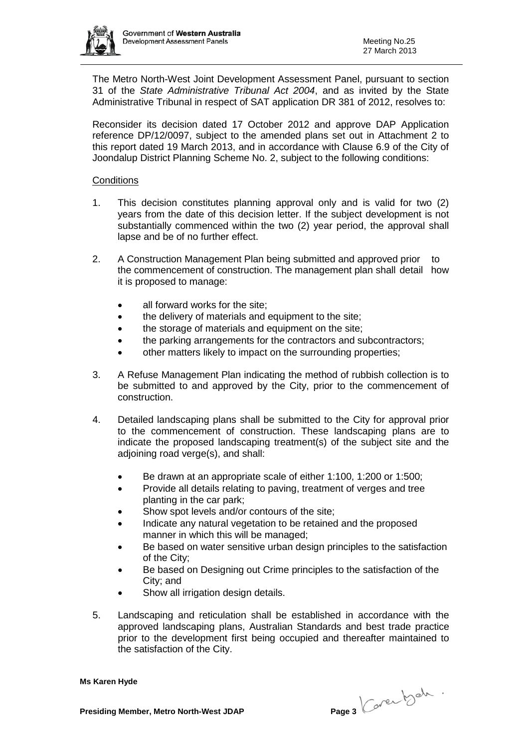The Metro North-West Joint Development Assessment Panel, pursuant to section 31 of the *State Administrative Tribunal Act 2004*, and as invited by the State Administrative Tribunal in respect of SAT application DR 381 of 2012, resolves to:

Reconsider its decision dated 17 October 2012 and approve DAP Application reference DP/12/0097, subject to the amended plans set out in Attachment 2 to this report dated 19 March 2013, and in accordance with Clause 6.9 of the City of Joondalup District Planning Scheme No. 2, subject to the following conditions:

Conditions

1. This decision constitutes planning approval only and is valid for two (2) years from the date of this decision letter. If the subject development is not substantially commenced within the two (2) year period, the approval shall lapse and be of no further effect.

2. A Construction Management Plan being submitted and approved prior to the commencement of construction. The management plan shall detail how it is proposed to manage:

   - all forward works for the site;
   - the delivery of materials and equipment to the site;
   - the storage of materials and equipment on the site;
   - the parking arrangements for the contractors and subcontractors;
   - other matters likely to impact on the surrounding properties;

3. A Refuse Management Plan indicating the method of rubbish collection is to be submitted to and approved by the City, prior to the commencement of construction.

4. Detailed landscaping plans shall be submitted to the City for approval prior to the commencement of construction. These landscaping plans are to indicate the proposed landscaping treatment(s) of the subject site and the adjoining road verge(s), and shall:

   - Be drawn at an appropriate scale of either 1:100, 1:200 or 1:500;
   - Provide all details relating to paving, treatment of verges and tree planting in the car park;
   - Show spot levels and/or contours of the site;
   - Indicate any natural vegetation to be retained and the proposed manner in which this will be managed;
   - Be based on water sensitive urban design principles to the satisfaction of the City;
   - Be based on Designing out Crime principles to the satisfaction of the City; and
   - Show all irrigation design details.

5. Landscaping and reticulation shall be established in accordance with the approved landscaping plans, Australian Standards and best trade practice prior to the development first being occupied and thereafter maintained to the satisfaction of the City.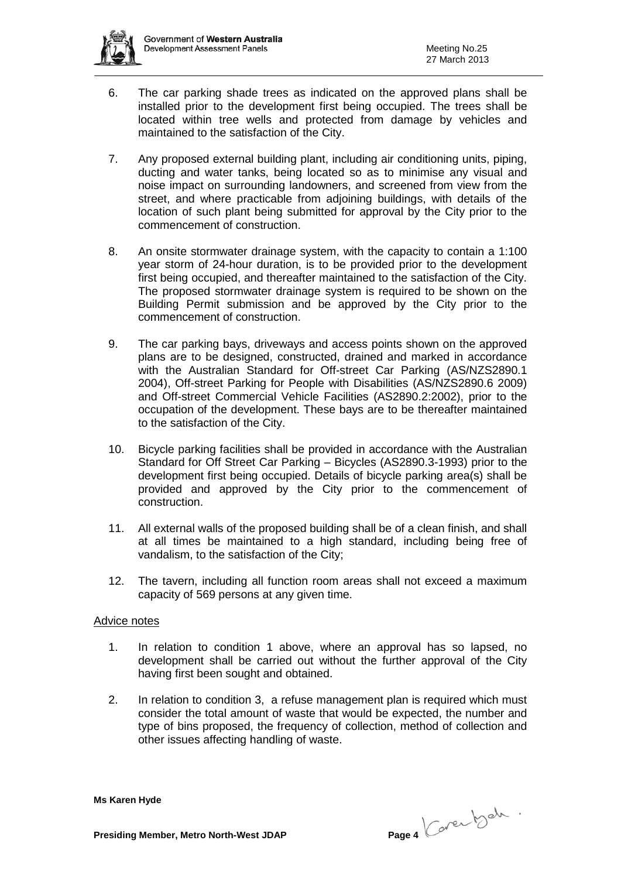6. The car parking shade trees as indicated on the approved plans shall be installed prior to the development first being occupied. The trees shall be located within tree wells and protected from damage by vehicles and maintained to the satisfaction of the City.

7. Any proposed external building plant, including air conditioning units, piping, ducting and water tanks, being located so as to minimise any visual and noise impact on surrounding landowners, and screened from view from the street, and where practicable from adjoining buildings, with details of the location of such plant being submitted for approval by the City prior to the commencement of construction.

8. An onsite stormwater drainage system, with the capacity to contain a 1:100 year storm of 24-hour duration, is to be provided prior to the development first being occupied, and thereafter maintained to the satisfaction of the City. The proposed stormwater drainage system is required to be shown on the Building Permit submission and be approved by the City prior to the commencement of construction.

9. The car parking bays, driveways and access points shown on the approved plans are to be designed, constructed, drained and marked in accordance with the Australian Standard for Off-street Car Parking (AS/NZS2890.1 2004), Off-street Parking for People with Disabilities (AS/NZS2890.6 2009) and Off-street Commercial Vehicle Facilities (AS2890.2:2002), prior to the occupation of the development. These bays are to be thereafter maintained to the satisfaction of the City.

10. Bicycle parking facilities shall be provided in accordance with the Australian Standard for Off Street Car Parking – Bicycles (AS2890.3-1993) prior to the development first being occupied. Details of bicycle parking area(s) shall be provided and approved by the City prior to the commencement of construction.

11. All external walls of the proposed building shall be of a clean finish, and shall at all times be maintained to a high standard, including being free of vandalism, to the satisfaction of the City;

12. The tavern, including all function room areas shall not exceed a maximum capacity of 569 persons at any given time.

Advice notes

1. In relation to condition 1 above, where an approval has so lapsed, no development shall be carried out without the further approval of the City having first been sought and obtained.

2. In relation to condition 3, a refuse management plan is required which must consider the total amount of waste that would be expected, the number and type of bins proposed, the frequency of collection, method of collection and other issues affecting handling of waste.

**Ms Karen Hyde**

**Presiding Member, Metro North-West JDAP**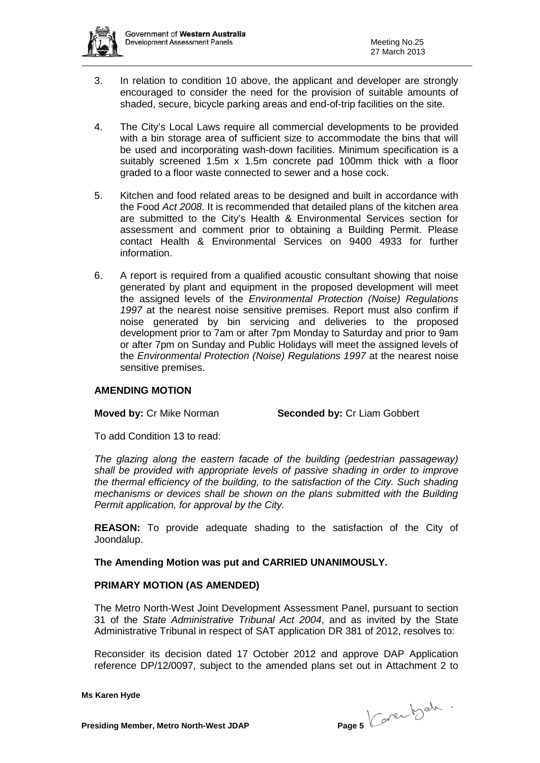3. In relation to condition 10 above, the applicant and developer are strongly encouraged to consider the need for the provision of suitable amounts of shaded, secure, bicycle parking areas and end-of-trip facilities on the site.

4. The City's Local Laws require all commercial developments to be provided with a bin storage area of sufficient size to accommodate the bins that will be used and incorporating wash-down facilities. Minimum specification is a suitably screened 1.5m x 1.5m concrete pad 100mm thick with a floor graded to a floor waste connected to sewer and a hose cock.

5. Kitchen and food related areas to be designed and built in accordance with the Food *Act 2008*. It is recommended that detailed plans of the kitchen area are submitted to the City's Health & Environmental Services section for assessment and comment prior to obtaining a Building Permit. Please contact Health & Environmental Services on 9400 4933 for further information.

6. A report is required from a qualified acoustic consultant showing that noise generated by plant and equipment in the proposed development will meet the assigned levels of the *Environmental Protection (Noise) Regulations 1997* at the nearest noise sensitive premises. Report must also confirm if noise generated by bin servicing and deliveries to the proposed development prior to 7am or after 7pm Monday to Saturday and prior to 9am or after 7pm on Sunday and Public Holidays will meet the assigned levels of the *Environmental Protection (Noise) Regulations 1997* at the nearest noise sensitive premises.

**AMENDING MOTION**

**Moved by:** Cr Mike Norman **Seconded by:** Cr Liam Gobbert

To add Condition 13 to read:

*The glazing along the eastern facade of the building (pedestrian passageway) shall be provided with appropriate levels of passive shading in order to improve the thermal efficiency of the building, to the satisfaction of the City. Such shading mechanisms or devices shall be shown on the plans submitted with the Building Permit application, for approval by the City.*

**REASON:** To provide adequate shading to the satisfaction of the City of Joondalup.

**The Amending Motion was put and CARRIED UNANIMOUSLY.**

**PRIMARY MOTION (AS AMENDED)**

The Metro North-West Joint Development Assessment Panel, pursuant to section 31 of the *State Administrative Tribunal Act 2004*, and as invited by the State Administrative Tribunal in respect of SAT application DR 381 of 2012, resolves to:

Reconsider its decision dated 17 October 2012 and approve DAP Application reference DP/12/0097, subject to the amended plans set out in Attachment 2 to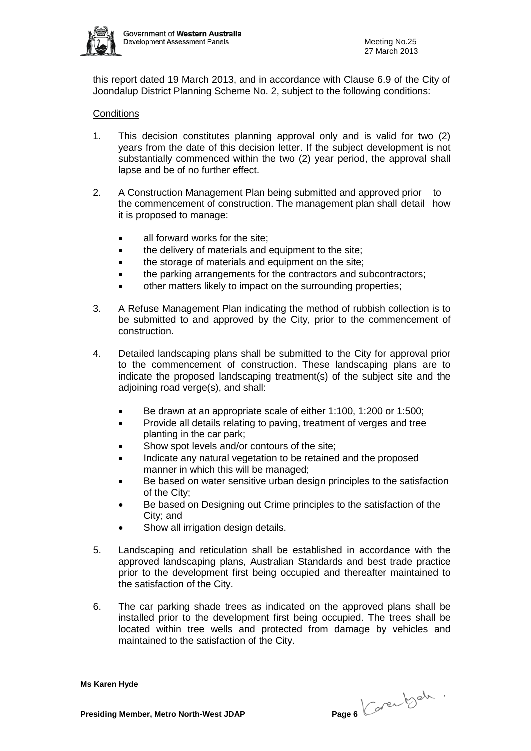this report dated 19 March 2013, and in accordance with Clause 6.9 of the City of Joondalup District Planning Scheme No. 2, subject to the following conditions:

Conditions

1. This decision constitutes planning approval only and is valid for two (2) years from the date of this decision letter. If the subject development is not substantially commenced within the two (2) year period, the approval shall lapse and be of no further effect.

2. A Construction Management Plan being submitted and approved prior to the commencement of construction. The management plan shall detail how it is proposed to manage:
   - all forward works for the site;
   - the delivery of materials and equipment to the site;
   - the storage of materials and equipment on the site;
   - the parking arrangements for the contractors and subcontractors;
   - other matters likely to impact on the surrounding properties;

3. A Refuse Management Plan indicating the method of rubbish collection is to be submitted to and approved by the City, prior to the commencement of construction.

4. Detailed landscaping plans shall be submitted to the City for approval prior to the commencement of construction. These landscaping plans are to indicate the proposed landscaping treatment(s) of the subject site and the adjoining road verge(s), and shall:
   - Be drawn at an appropriate scale of either 1:100, 1:200 or 1:500;
   - Provide all details relating to paving, treatment of verges and tree planting in the car park;
   - Show spot levels and/or contours of the site;
   - Indicate any natural vegetation to be retained and the proposed manner in which this will be managed;
   - Be based on water sensitive urban design principles to the satisfaction of the City;
   - Be based on Designing out Crime principles to the satisfaction of the City; and
   - Show all irrigation design details.

5. Landscaping and reticulation shall be established in accordance with the approved landscaping plans, Australian Standards and best trade practice prior to the development first being occupied and thereafter maintained to the satisfaction of the City.

6. The car parking shade trees as indicated on the approved plans shall be installed prior to the development first being occupied. The trees shall be located within tree wells and protected from damage by vehicles and maintained to the satisfaction of the City.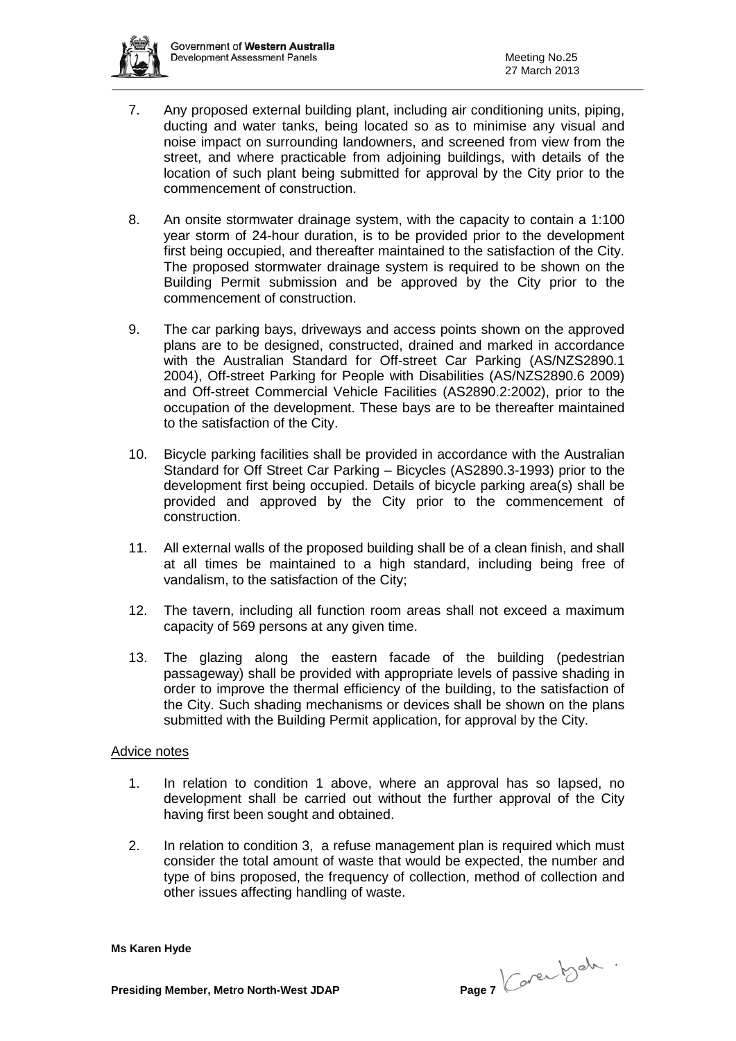7. Any proposed external building plant, including air conditioning units, piping, ducting and water tanks, being located so as to minimise any visual and noise impact on surrounding landowners, and screened from view from the street, and where practicable from adjoining buildings, with details of the location of such plant being submitted for approval by the City prior to the commencement of construction.

8. An onsite stormwater drainage system, with the capacity to contain a 1:100 year storm of 24-hour duration, is to be provided prior to the development first being occupied, and thereafter maintained to the satisfaction of the City. The proposed stormwater drainage system is required to be shown on the Building Permit submission and be approved by the City prior to the commencement of construction.

9. The car parking bays, driveways and access points shown on the approved plans are to be designed, constructed, drained and marked in accordance with the Australian Standard for Off-street Car Parking (AS/NZS2890.1 2004), Off-street Parking for People with Disabilities (AS/NZS2890.6 2009) and Off-street Commercial Vehicle Facilities (AS2890.2:2002), prior to the occupation of the development. These bays are to be thereafter maintained to the satisfaction of the City.

10. Bicycle parking facilities shall be provided in accordance with the Australian Standard for Off Street Car Parking – Bicycles (AS2890.3-1993) prior to the development first being occupied. Details of bicycle parking area(s) shall be provided and approved by the City prior to the commencement of construction.

11. All external walls of the proposed building shall be of a clean finish, and shall at all times be maintained to a high standard, including being free of vandalism, to the satisfaction of the City;

12. The tavern, including all function room areas shall not exceed a maximum capacity of 569 persons at any given time.

13. The glazing along the eastern facade of the building (pedestrian passageway) shall be provided with appropriate levels of passive shading in order to improve the thermal efficiency of the building, to the satisfaction of the City. Such shading mechanisms or devices shall be shown on the plans submitted with the Building Permit application, for approval by the City.

Advice notes

1. In relation to condition 1 above, where an approval has so lapsed, no development shall be carried out without the further approval of the City having first been sought and obtained.

2. In relation to condition 3, a refuse management plan is required which must consider the total amount of waste that would be expected, the number and type of bins proposed, the frequency of collection, method of collection and other issues affecting handling of waste.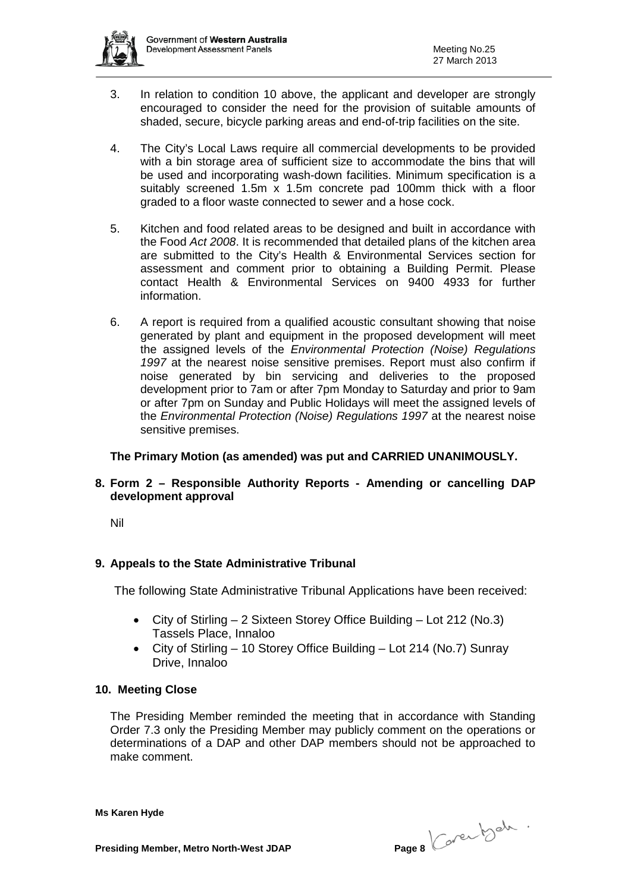3. In relation to condition 10 above, the applicant and developer are strongly encouraged to consider the need for the provision of suitable amounts of shaded, secure, bicycle parking areas and end-of-trip facilities on the site.

4. The City's Local Laws require all commercial developments to be provided with a bin storage area of sufficient size to accommodate the bins that will be used and incorporating wash-down facilities. Minimum specification is a suitably screened 1.5m x 1.5m concrete pad 100mm thick with a floor graded to a floor waste connected to sewer and a hose cock.

5. Kitchen and food related areas to be designed and built in accordance with the Food *Act 2008*. It is recommended that detailed plans of the kitchen area are submitted to the City's Health & Environmental Services section for assessment and comment prior to obtaining a Building Permit. Please contact Health & Environmental Services on 9400 4933 for further information.

6. A report is required from a qualified acoustic consultant showing that noise generated by plant and equipment in the proposed development will meet the assigned levels of the *Environmental Protection (Noise) Regulations 1997* at the nearest noise sensitive premises. Report must also confirm if noise generated by bin servicing and deliveries to the proposed development prior to 7am or after 7pm Monday to Saturday and prior to 9am or after 7pm on Sunday and Public Holidays will meet the assigned levels of the *Environmental Protection (Noise) Regulations 1997* at the nearest noise sensitive premises.

**The Primary Motion (as amended) was put and CARRIED UNANIMOUSLY.**

## 8. Form 2 – Responsible Authority Reports - Amending or cancelling DAP development approval

Nil

## 9. Appeals to the State Administrative Tribunal

The following State Administrative Tribunal Applications have been received:

- City of Stirling – 2 Sixteen Storey Office Building – Lot 212 (No.3) Tassels Place, Innaloo
- City of Stirling – 10 Storey Office Building – Lot 214 (No.7) Sunray Drive, Innaloo

## 10. Meeting Close

The Presiding Member reminded the meeting that in accordance with Standing Order 7.3 only the Presiding Member may publicly comment on the operations or determinations of a DAP and other DAP members should not be approached to make comment.

**Ms Karen Hyde**

**Presiding Member, Metro North-West JDAP**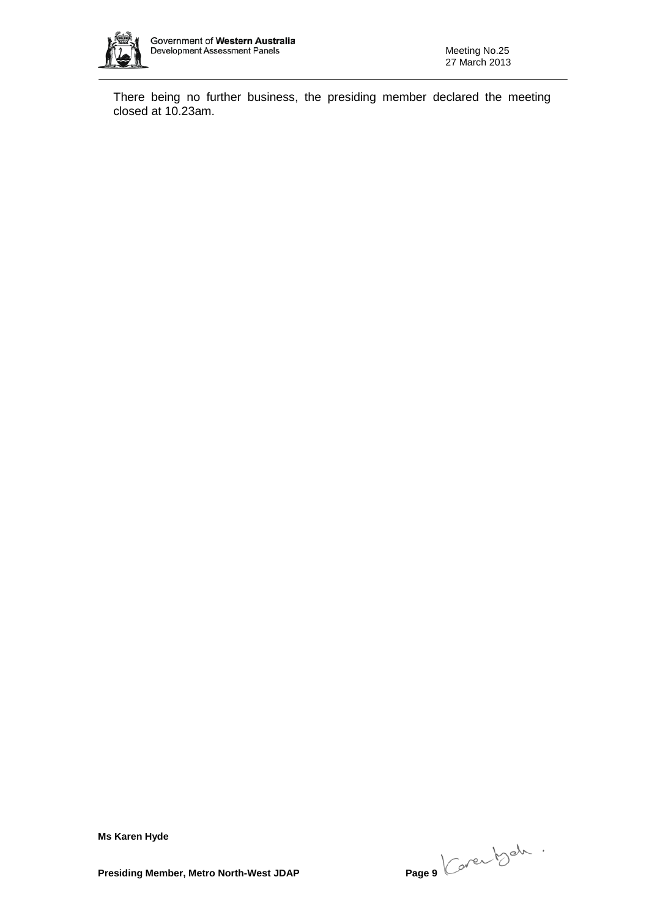There being no further business, the presiding member declared the meeting closed at 10.23am.

**Ms Karen Hyde**

**Presiding Member, Metro North-West JDAP**